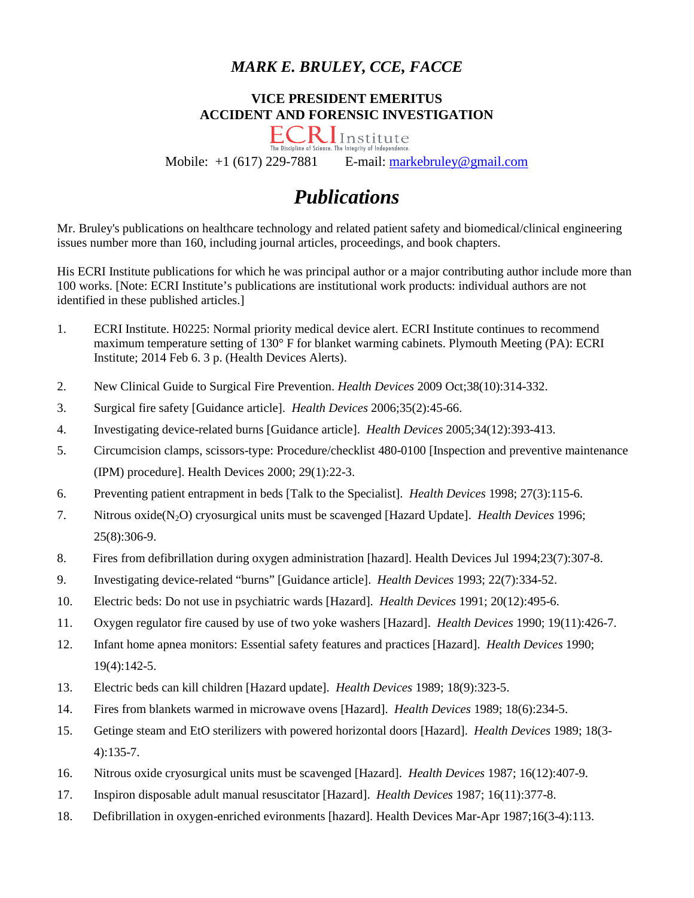# *MARK E. BRULEY, CCE, FACCE*

**VICE PRESIDENT EMERITUS**
**ACCIDENT AND FORENSIC INVESTIGATION**

ECRI Institute
The Discipline of Science. The Integrity of Independence.

Mobile: +1 (617) 229-7881 E-mail: markebruley@gmail.com

# *Publications*

Mr. Bruley's publications on healthcare technology and related patient safety and biomedical/clinical engineering issues number more than 160, including journal articles, proceedings, and book chapters.

His ECRI Institute publications for which he was principal author or a major contributing author include more than 100 works. [Note: ECRI Institute's publications are institutional work products: individual authors are not identified in these published articles.]

1. ECRI Institute. H0225: Normal priority medical device alert. ECRI Institute continues to recommend maximum temperature setting of 130° F for blanket warming cabinets. Plymouth Meeting (PA): ECRI Institute; 2014 Feb 6. 3 p. (Health Devices Alerts).
2. New Clinical Guide to Surgical Fire Prevention. *Health Devices* 2009 Oct;38(10):314-332.
3. Surgical fire safety [Guidance article]. *Health Devices* 2006;35(2):45-66.
4. Investigating device-related burns [Guidance article]. *Health Devices* 2005;34(12):393-413.
5. Circumcision clamps, scissors-type: Procedure/checklist 480-0100 [Inspection and preventive maintenance (IPM) procedure]. Health Devices 2000; 29(1):22-3.
6. Preventing patient entrapment in beds [Talk to the Specialist]. *Health Devices* 1998; 27(3):115-6.
7. Nitrous oxide($N_2O$) cryosurgical units must be scavenged [Hazard Update]. *Health Devices* 1996; 25(8):306-9.
8. Fires from defibrillation during oxygen administration [hazard]. Health Devices Jul 1994;23(7):307-8.
9. Investigating device-related "burns" [Guidance article]. *Health Devices* 1993; 22(7):334-52.
10. Electric beds: Do not use in psychiatric wards [Hazard]. *Health Devices* 1991; 20(12):495-6.
11. Oxygen regulator fire caused by use of two yoke washers [Hazard]. *Health Devices* 1990; 19(11):426-7.
12. Infant home apnea monitors: Essential safety features and practices [Hazard]. *Health Devices* 1990; 19(4):142-5.
13. Electric beds can kill children [Hazard update]. *Health Devices* 1989; 18(9):323-5.
14. Fires from blankets warmed in microwave ovens [Hazard]. *Health Devices* 1989; 18(6):234-5.
15. Getinge steam and EtO sterilizers with powered horizontal doors [Hazard]. *Health Devices* 1989; 18(3-4):135-7.
16. Nitrous oxide cryosurgical units must be scavenged [Hazard]. *Health Devices* 1987; 16(12):407-9.
17. Inspiron disposable adult manual resuscitator [Hazard]. *Health Devices* 1987; 16(11):377-8.
18. Defibrillation in oxygen-enriched evironments [hazard]. Health Devices Mar-Apr 1987;16(3-4):113.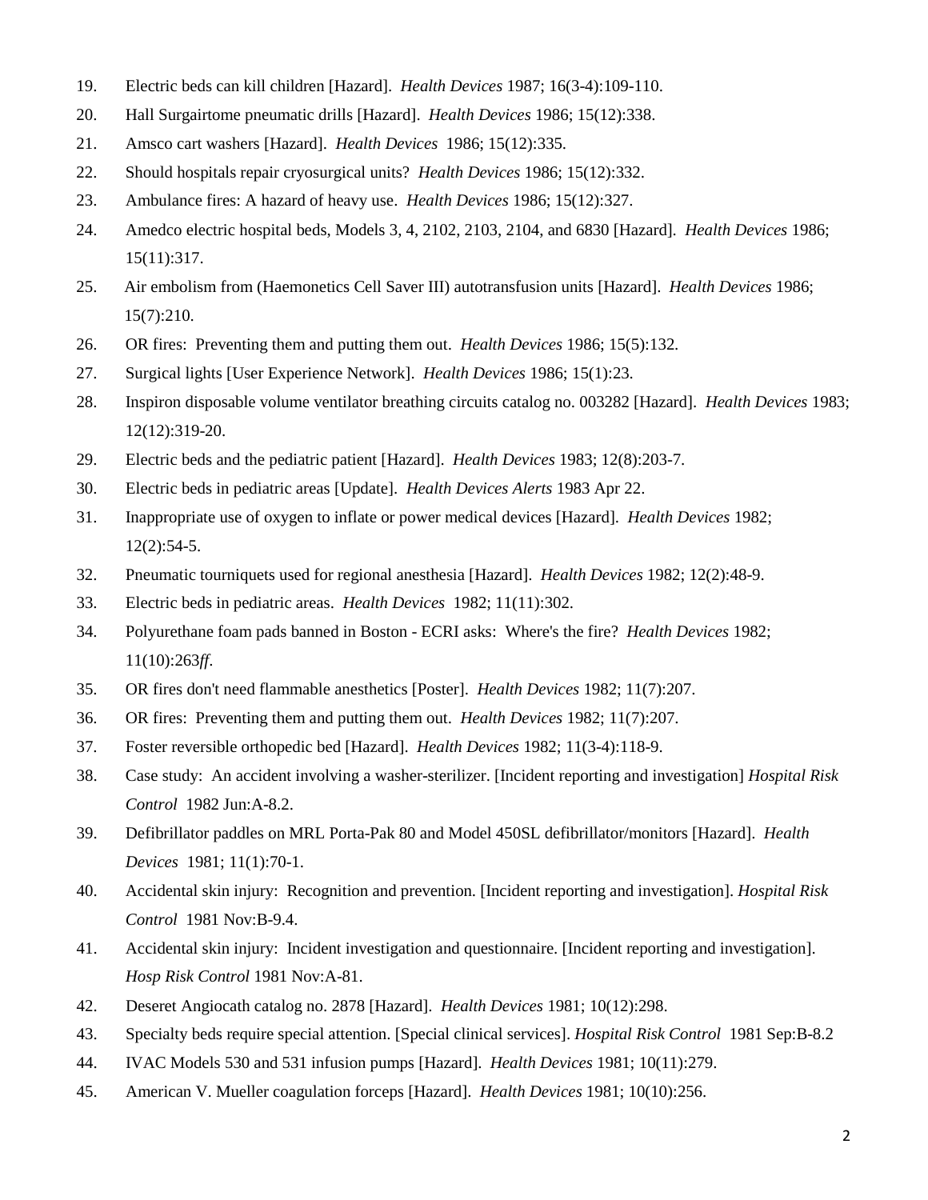19. Electric beds can kill children [Hazard]. *Health Devices* 1987; 16(3-4):109-110.
20. Hall Surgairtome pneumatic drills [Hazard]. *Health Devices* 1986; 15(12):338.
21. Amsco cart washers [Hazard]. *Health Devices* 1986; 15(12):335.
22. Should hospitals repair cryosurgical units? *Health Devices* 1986; 15(12):332.
23. Ambulance fires: A hazard of heavy use. *Health Devices* 1986; 15(12):327.
24. Amedco electric hospital beds, Models 3, 4, 2102, 2103, 2104, and 6830 [Hazard]. *Health Devices* 1986; 15(11):317.
25. Air embolism from (Haemonetics Cell Saver III) autotransfusion units [Hazard]. *Health Devices* 1986; 15(7):210.
26. OR fires: Preventing them and putting them out. *Health Devices* 1986; 15(5):132.
27. Surgical lights [User Experience Network]. *Health Devices* 1986; 15(1):23.
28. Inspiron disposable volume ventilator breathing circuits catalog no. 003282 [Hazard]. *Health Devices* 1983; 12(12):319-20.
29. Electric beds and the pediatric patient [Hazard]. *Health Devices* 1983; 12(8):203-7.
30. Electric beds in pediatric areas [Update]. *Health Devices Alerts* 1983 Apr 22.
31. Inappropriate use of oxygen to inflate or power medical devices [Hazard]. *Health Devices* 1982; 12(2):54-5.
32. Pneumatic tourniquets used for regional anesthesia [Hazard]. *Health Devices* 1982; 12(2):48-9.
33. Electric beds in pediatric areas. *Health Devices* 1982; 11(11):302.
34. Polyurethane foam pads banned in Boston - ECRI asks: Where's the fire? *Health Devices* 1982; 11(10):263*ff*.
35. OR fires don't need flammable anesthetics [Poster]. *Health Devices* 1982; 11(7):207.
36. OR fires: Preventing them and putting them out. *Health Devices* 1982; 11(7):207.
37. Foster reversible orthopedic bed [Hazard]. *Health Devices* 1982; 11(3-4):118-9.
38. Case study: An accident involving a washer-sterilizer. [Incident reporting and investigation] *Hospital Risk Control* 1982 Jun:A-8.2.
39. Defibrillator paddles on MRL Porta-Pak 80 and Model 450SL defibrillator/monitors [Hazard]. *Health Devices* 1981; 11(1):70-1.
40. Accidental skin injury: Recognition and prevention. [Incident reporting and investigation]. *Hospital Risk Control* 1981 Nov:B-9.4.
41. Accidental skin injury: Incident investigation and questionnaire. [Incident reporting and investigation]. *Hosp Risk Control* 1981 Nov:A-81.
42. Deseret Angiocath catalog no. 2878 [Hazard]. *Health Devices* 1981; 10(12):298.
43. Specialty beds require special attention. [Special clinical services]. *Hospital Risk Control* 1981 Sep:B-8.2
44. IVAC Models 530 and 531 infusion pumps [Hazard]. *Health Devices* 1981; 10(11):279.
45. American V. Mueller coagulation forceps [Hazard]. *Health Devices* 1981; 10(10):256.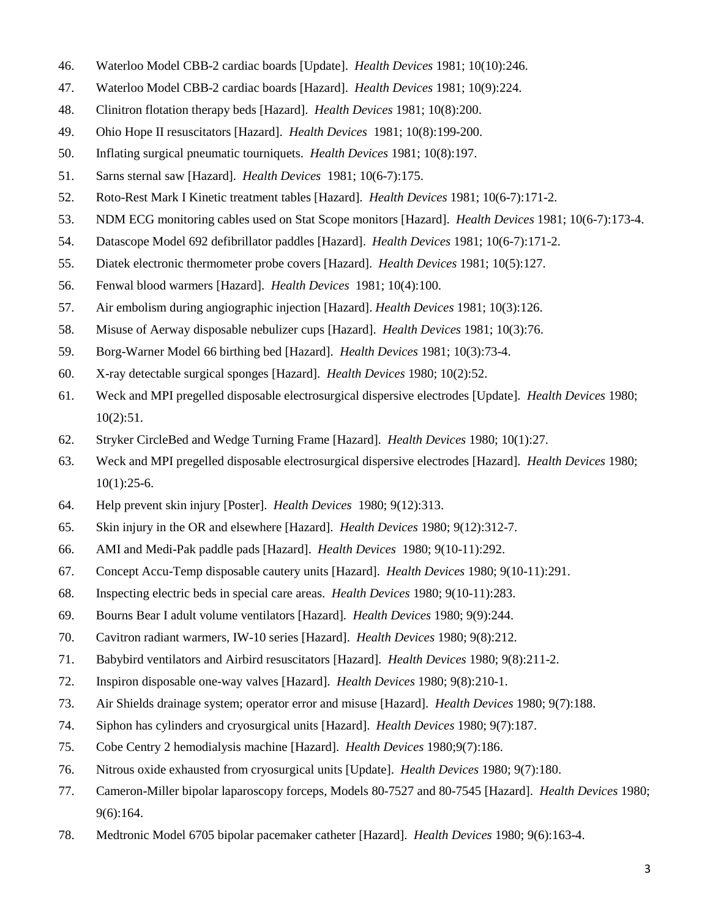46. Waterloo Model CBB-2 cardiac boards [Update]. *Health Devices* 1981; 10(10):246.
47. Waterloo Model CBB-2 cardiac boards [Hazard]. *Health Devices* 1981; 10(9):224.
48. Clinitron flotation therapy beds [Hazard]. *Health Devices* 1981; 10(8):200.
49. Ohio Hope II resuscitators [Hazard]. *Health Devices* 1981; 10(8):199-200.
50. Inflating surgical pneumatic tourniquets. *Health Devices* 1981; 10(8):197.
51. Sarns sternal saw [Hazard]. *Health Devices* 1981; 10(6-7):175.
52. Roto-Rest Mark I Kinetic treatment tables [Hazard]. *Health Devices* 1981; 10(6-7):171-2.
53. NDM ECG monitoring cables used on Stat Scope monitors [Hazard]. *Health Devices* 1981; 10(6-7):173-4.
54. Datascope Model 692 defibrillator paddles [Hazard]. *Health Devices* 1981; 10(6-7):171-2.
55. Diatek electronic thermometer probe covers [Hazard]. *Health Devices* 1981; 10(5):127.
56. Fenwal blood warmers [Hazard]. *Health Devices* 1981; 10(4):100.
57. Air embolism during angiographic injection [Hazard]. *Health Devices* 1981; 10(3):126.
58. Misuse of Aerway disposable nebulizer cups [Hazard]. *Health Devices* 1981; 10(3):76.
59. Borg-Warner Model 66 birthing bed [Hazard]. *Health Devices* 1981; 10(3):73-4.
60. X-ray detectable surgical sponges [Hazard]. *Health Devices* 1980; 10(2):52.
61. Weck and MPI pregelled disposable electrosurgical dispersive electrodes [Update]. *Health Devices* 1980; 10(2):51.
62. Stryker CircleBed and Wedge Turning Frame [Hazard]. *Health Devices* 1980; 10(1):27.
63. Weck and MPI pregelled disposable electrosurgical dispersive electrodes [Hazard]. *Health Devices* 1980; 10(1):25-6.
64. Help prevent skin injury [Poster]. *Health Devices* 1980; 9(12):313.
65. Skin injury in the OR and elsewhere [Hazard]. *Health Devices* 1980; 9(12):312-7.
66. AMI and Medi-Pak paddle pads [Hazard]. *Health Devices* 1980; 9(10-11):292.
67. Concept Accu-Temp disposable cautery units [Hazard]. *Health Devices* 1980; 9(10-11):291.
68. Inspecting electric beds in special care areas. *Health Devices* 1980; 9(10-11):283.
69. Bourns Bear I adult volume ventilators [Hazard]. *Health Devices* 1980; 9(9):244.
70. Cavitron radiant warmers, IW-10 series [Hazard]. *Health Devices* 1980; 9(8):212.
71. Babybird ventilators and Airbird resuscitators [Hazard]. *Health Devices* 1980; 9(8):211-2.
72. Inspiron disposable one-way valves [Hazard]. *Health Devices* 1980; 9(8):210-1.
73. Air Shields drainage system; operator error and misuse [Hazard]. *Health Devices* 1980; 9(7):188.
74. Siphon has cylinders and cryosurgical units [Hazard]. *Health Devices* 1980; 9(7):187.
75. Cobe Centry 2 hemodialysis machine [Hazard]. *Health Devices* 1980;9(7):186.
76. Nitrous oxide exhausted from cryosurgical units [Update]. *Health Devices* 1980; 9(7):180.
77. Cameron-Miller bipolar laparoscopy forceps, Models 80-7527 and 80-7545 [Hazard]. *Health Devices* 1980; 9(6):164.
78. Medtronic Model 6705 bipolar pacemaker catheter [Hazard]. *Health Devices* 1980; 9(6):163-4.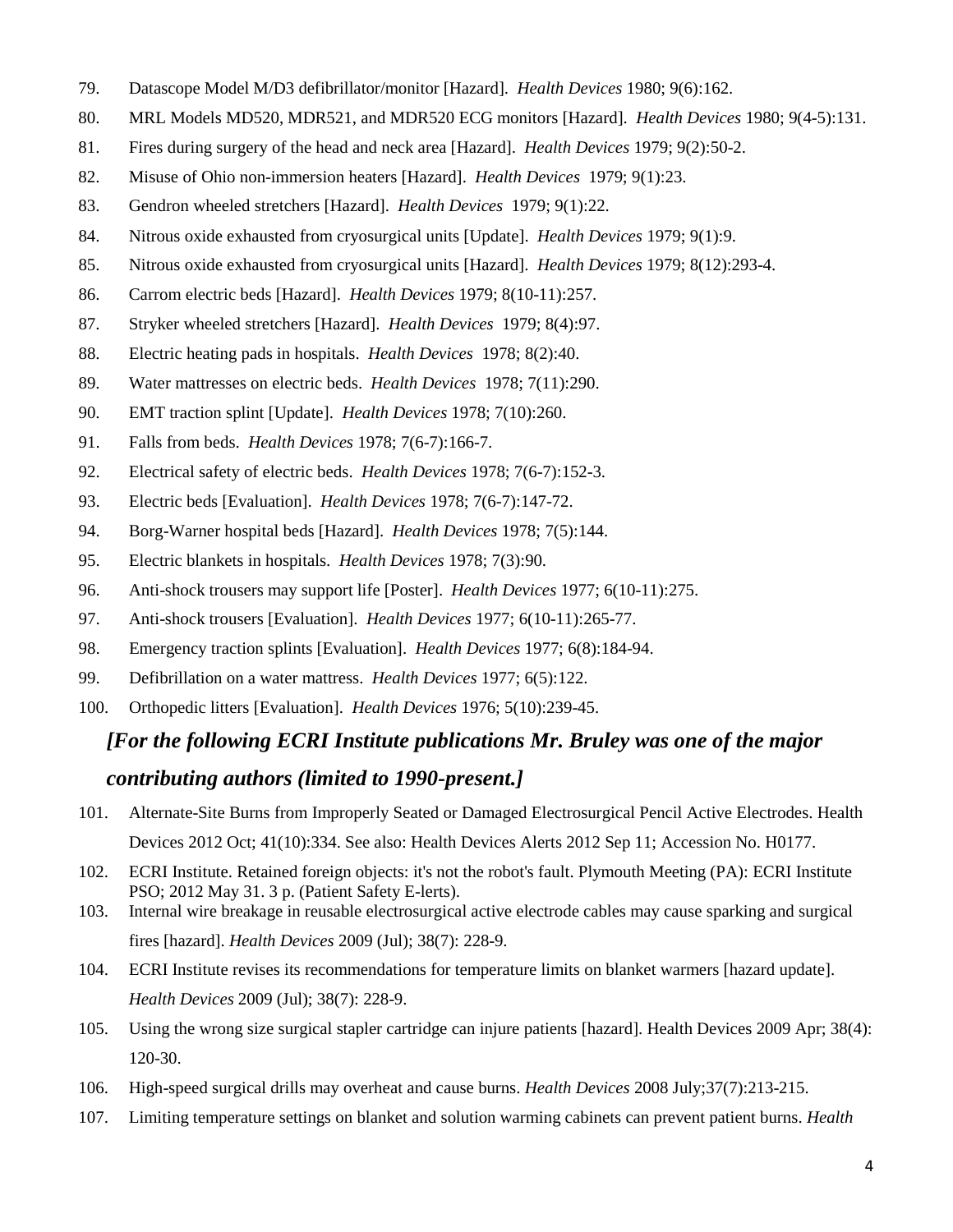79. Datascope Model M/D3 defibrillator/monitor [Hazard]. *Health Devices* 1980; 9(6):162.
80. MRL Models MD520, MDR521, and MDR520 ECG monitors [Hazard]. *Health Devices* 1980; 9(4-5):131.
81. Fires during surgery of the head and neck area [Hazard]. *Health Devices* 1979; 9(2):50-2.
82. Misuse of Ohio non-immersion heaters [Hazard]. *Health Devices* 1979; 9(1):23.
83. Gendron wheeled stretchers [Hazard]. *Health Devices* 1979; 9(1):22.
84. Nitrous oxide exhausted from cryosurgical units [Update]. *Health Devices* 1979; 9(1):9.
85. Nitrous oxide exhausted from cryosurgical units [Hazard]. *Health Devices* 1979; 8(12):293-4.
86. Carrom electric beds [Hazard]. *Health Devices* 1979; 8(10-11):257.
87. Stryker wheeled stretchers [Hazard]. *Health Devices* 1979; 8(4):97.
88. Electric heating pads in hospitals. *Health Devices* 1978; 8(2):40.
89. Water mattresses on electric beds. *Health Devices* 1978; 7(11):290.
90. EMT traction splint [Update]. *Health Devices* 1978; 7(10):260.
91. Falls from beds. *Health Devices* 1978; 7(6-7):166-7.
92. Electrical safety of electric beds. *Health Devices* 1978; 7(6-7):152-3.
93. Electric beds [Evaluation]. *Health Devices* 1978; 7(6-7):147-72.
94. Borg-Warner hospital beds [Hazard]. *Health Devices* 1978; 7(5):144.
95. Electric blankets in hospitals. *Health Devices* 1978; 7(3):90.
96. Anti-shock trousers may support life [Poster]. *Health Devices* 1977; 6(10-11):275.
97. Anti-shock trousers [Evaluation]. *Health Devices* 1977; 6(10-11):265-77.
98. Emergency traction splints [Evaluation]. *Health Devices* 1977; 6(8):184-94.
99. Defibrillation on a water mattress. *Health Devices* 1977; 6(5):122.
100. Orthopedic litters [Evaluation]. *Health Devices* 1976; 5(10):239-45.

***[For the following ECRI Institute publications Mr. Bruley was one of the major contributing authors (limited to 1990-present.]***

101. Alternate-Site Burns from Improperly Seated or Damaged Electrosurgical Pencil Active Electrodes. Health Devices 2012 Oct; 41(10):334. See also: Health Devices Alerts 2012 Sep 11; Accession No. H0177.
102. ECRI Institute. Retained foreign objects: it's not the robot's fault. Plymouth Meeting (PA): ECRI Institute PSO; 2012 May 31. 3 p. (Patient Safety E-lerts).
103. Internal wire breakage in reusable electrosurgical active electrode cables may cause sparking and surgical fires [hazard]. *Health Devices* 2009 (Jul); 38(7): 228-9.
104. ECRI Institute revises its recommendations for temperature limits on blanket warmers [hazard update]. *Health Devices* 2009 (Jul); 38(7): 228-9.
105. Using the wrong size surgical stapler cartridge can injure patients [hazard]. Health Devices 2009 Apr; 38(4): 120-30.
106. High-speed surgical drills may overheat and cause burns. *Health Devices* 2008 July;37(7):213-215.
107. Limiting temperature settings on blanket and solution warming cabinets can prevent patient burns. *Health*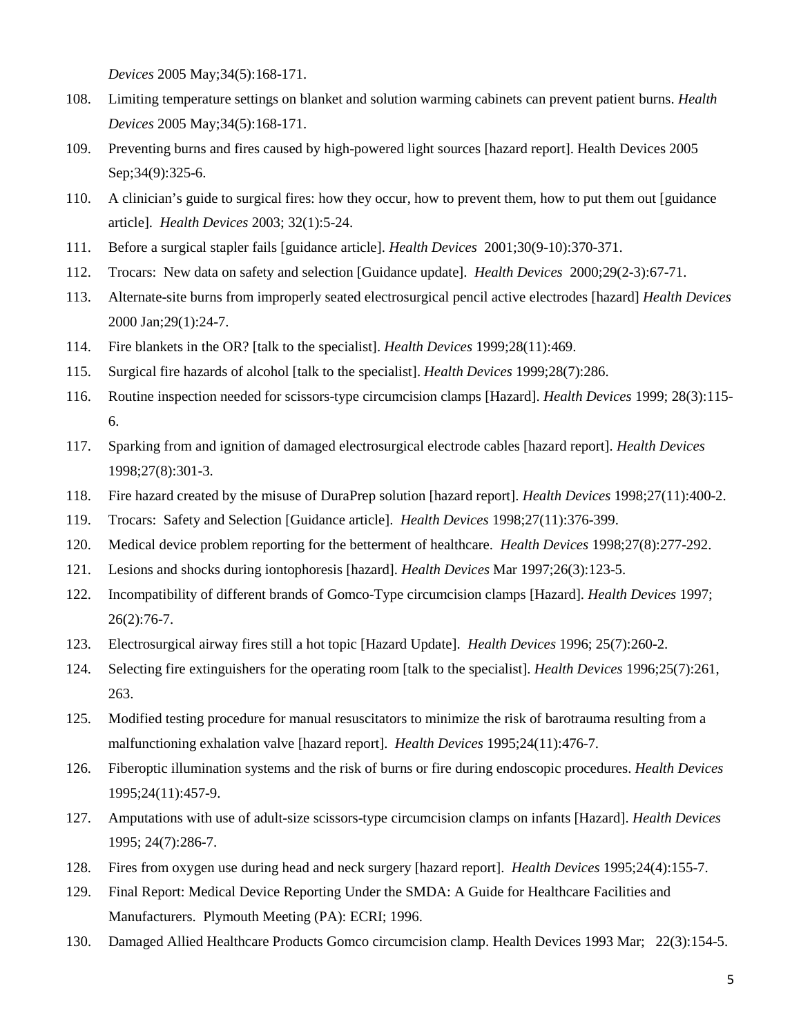*Devices* 2005 May;34(5):168-171.

108. Limiting temperature settings on blanket and solution warming cabinets can prevent patient burns. *Health Devices* 2005 May;34(5):168-171.
109. Preventing burns and fires caused by high-powered light sources [hazard report]. Health Devices 2005 Sep;34(9):325-6.
110. A clinician's guide to surgical fires: how they occur, how to prevent them, how to put them out [guidance article]. *Health Devices* 2003; 32(1):5-24.
111. Before a surgical stapler fails [guidance article]. *Health Devices* 2001;30(9-10):370-371.
112. Trocars: New data on safety and selection [Guidance update]. *Health Devices* 2000;29(2-3):67-71.
113. Alternate-site burns from improperly seated electrosurgical pencil active electrodes [hazard] *Health Devices* 2000 Jan;29(1):24-7.
114. Fire blankets in the OR? [talk to the specialist]. *Health Devices* 1999;28(11):469.
115. Surgical fire hazards of alcohol [talk to the specialist]. *Health Devices* 1999;28(7):286.
116. Routine inspection needed for scissors-type circumcision clamps [Hazard]. *Health Devices* 1999; 28(3):115-6.
117. Sparking from and ignition of damaged electrosurgical electrode cables [hazard report]. *Health Devices* 1998;27(8):301-3.
118. Fire hazard created by the misuse of DuraPrep solution [hazard report]. *Health Devices* 1998;27(11):400-2.
119. Trocars: Safety and Selection [Guidance article]. *Health Devices* 1998;27(11):376-399.
120. Medical device problem reporting for the betterment of healthcare. *Health Devices* 1998;27(8):277-292.
121. Lesions and shocks during iontophoresis [hazard]. *Health Devices* Mar 1997;26(3):123-5.
122. Incompatibility of different brands of Gomco-Type circumcision clamps [Hazard]. *Health Devices* 1997; 26(2):76-7.
123. Electrosurgical airway fires still a hot topic [Hazard Update]. *Health Devices* 1996; 25(7):260-2.
124. Selecting fire extinguishers for the operating room [talk to the specialist]. *Health Devices* 1996;25(7):261, 263.
125. Modified testing procedure for manual resuscitators to minimize the risk of barotrauma resulting from a malfunctioning exhalation valve [hazard report]. *Health Devices* 1995;24(11):476-7.
126. Fiberoptic illumination systems and the risk of burns or fire during endoscopic procedures. *Health Devices* 1995;24(11):457-9.
127. Amputations with use of adult-size scissors-type circumcision clamps on infants [Hazard]. *Health Devices* 1995; 24(7):286-7.
128. Fires from oxygen use during head and neck surgery [hazard report]. *Health Devices* 1995;24(4):155-7.
129. Final Report: Medical Device Reporting Under the SMDA: A Guide for Healthcare Facilities and Manufacturers. Plymouth Meeting (PA): ECRI; 1996.
130. Damaged Allied Healthcare Products Gomco circumcision clamp. Health Devices 1993 Mar; 22(3):154-5.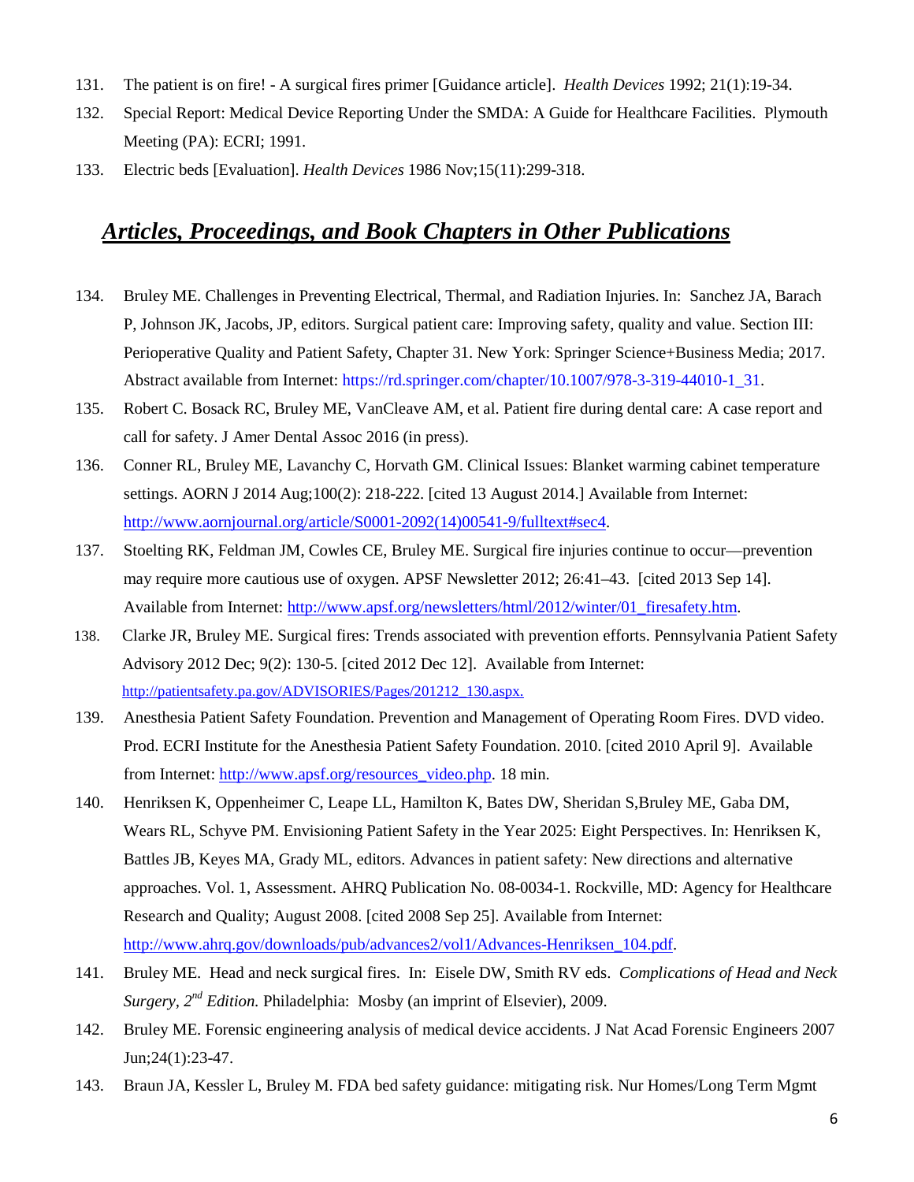131. The patient is on fire! - A surgical fires primer [Guidance article]. *Health Devices* 1992; 21(1):19-34.
132. Special Report: Medical Device Reporting Under the SMDA: A Guide for Healthcare Facilities. Plymouth Meeting (PA): ECRI; 1991.
133. Electric beds [Evaluation]. *Health Devices* 1986 Nov;15(11):299-318.

## ***Articles, Proceedings, and Book Chapters in Other Publications***

134. Bruley ME. Challenges in Preventing Electrical, Thermal, and Radiation Injuries. In: Sanchez JA, Barach P, Johnson JK, Jacobs, JP, editors. Surgical patient care: Improving safety, quality and value. Section III: Perioperative Quality and Patient Safety, Chapter 31. New York: Springer Science+Business Media; 2017. Abstract available from Internet: https://rd.springer.com/chapter/10.1007/978-3-319-44010-1_31.
135. Robert C. Bosack RC, Bruley ME, VanCleave AM, et al. Patient fire during dental care: A case report and call for safety. J Amer Dental Assoc 2016 (in press).
136. Conner RL, Bruley ME, Lavanchy C, Horvath GM. Clinical Issues: Blanket warming cabinet temperature settings. AORN J 2014 Aug;100(2): 218-222. [cited 13 August 2014.] Available from Internet: http://www.aornjournal.org/article/S0001-2092(14)00541-9/fulltext#sec4.
137. Stoelting RK, Feldman JM, Cowles CE, Bruley ME. Surgical fire injuries continue to occur—prevention may require more cautious use of oxygen. APSF Newsletter 2012; 26:41–43. [cited 2013 Sep 14]. Available from Internet: http://www.apsf.org/newsletters/html/2012/winter/01_firesafety.htm.
138. Clarke JR, Bruley ME. Surgical fires: Trends associated with prevention efforts. Pennsylvania Patient Safety Advisory 2012 Dec; 9(2): 130-5. [cited 2012 Dec 12]. Available from Internet: http://patientsafety.pa.gov/ADVISORIES/Pages/201212_130.aspx.
139. Anesthesia Patient Safety Foundation. Prevention and Management of Operating Room Fires. DVD video. Prod. ECRI Institute for the Anesthesia Patient Safety Foundation. 2010. [cited 2010 April 9]. Available from Internet: http://www.apsf.org/resources_video.php. 18 min.
140. Henriksen K, Oppenheimer C, Leape LL, Hamilton K, Bates DW, Sheridan S,Bruley ME, Gaba DM, Wears RL, Schyve PM. Envisioning Patient Safety in the Year 2025: Eight Perspectives. In: Henriksen K, Battles JB, Keyes MA, Grady ML, editors. Advances in patient safety: New directions and alternative approaches. Vol. 1, Assessment. AHRQ Publication No. 08-0034-1. Rockville, MD: Agency for Healthcare Research and Quality; August 2008. [cited 2008 Sep 25]. Available from Internet: http://www.ahrq.gov/downloads/pub/advances2/vol1/Advances-Henriksen_104.pdf.
141. Bruley ME. Head and neck surgical fires. In: Eisele DW, Smith RV eds. *Complications of Head and Neck Surgery, 2nd Edition.* Philadelphia: Mosby (an imprint of Elsevier), 2009.
142. Bruley ME. Forensic engineering analysis of medical device accidents. J Nat Acad Forensic Engineers 2007 Jun;24(1):23-47.
143. Braun JA, Kessler L, Bruley M. FDA bed safety guidance: mitigating risk. Nur Homes/Long Term Mgmt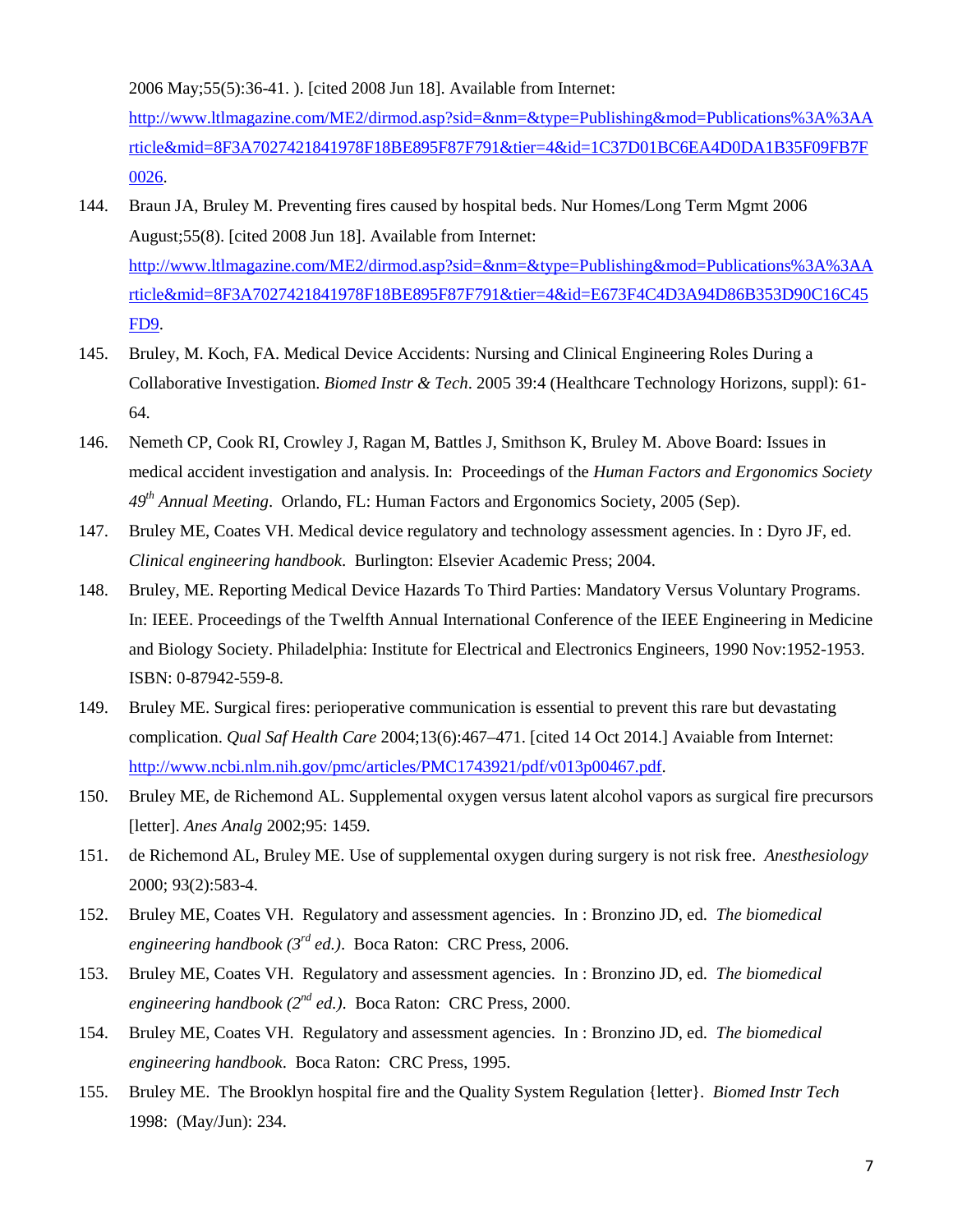2006 May;55(5):36-41. ). [cited 2008 Jun 18]. Available from Internet: http://www.ltlmagazine.com/ME2/dirmod.asp?sid=&nm=&type=Publishing&mod=Publications%3A%3AArticle&mid=8F3A7027421841978F18BE895F87F791&tier=4&id=1C37D01BC6EA4D0DA1B35F09FB7F0026.

144. Braun JA, Bruley M. Preventing fires caused by hospital beds. Nur Homes/Long Term Mgmt 2006 August;55(8). [cited 2008 Jun 18]. Available from Internet: http://www.ltlmagazine.com/ME2/dirmod.asp?sid=&nm=&type=Publishing&mod=Publications%3A%3AArticle&mid=8F3A7027421841978F18BE895F87F791&tier=4&id=E673F4C4D3A94D86B353D90C16C45FD9.

145. Bruley, M. Koch, FA. Medical Device Accidents: Nursing and Clinical Engineering Roles During a Collaborative Investigation. *Biomed Instr & Tech*. 2005 39:4 (Healthcare Technology Horizons, suppl): 61-64.

146. Nemeth CP, Cook RI, Crowley J, Ragan M, Battles J, Smithson K, Bruley M. Above Board: Issues in medical accident investigation and analysis. In: Proceedings of the *Human Factors and Ergonomics Society 49th Annual Meeting*. Orlando, FL: Human Factors and Ergonomics Society, 2005 (Sep).

147. Bruley ME, Coates VH. Medical device regulatory and technology assessment agencies. In : Dyro JF, ed. *Clinical engineering handbook*. Burlington: Elsevier Academic Press; 2004.

148. Bruley, ME. Reporting Medical Device Hazards To Third Parties: Mandatory Versus Voluntary Programs. In: IEEE. Proceedings of the Twelfth Annual International Conference of the IEEE Engineering in Medicine and Biology Society. Philadelphia: Institute for Electrical and Electronics Engineers, 1990 Nov:1952-1953. ISBN: 0-87942-559-8.

149. Bruley ME. Surgical fires: perioperative communication is essential to prevent this rare but devastating complication. *Qual Saf Health Care* 2004;13(6):467–471. [cited 14 Oct 2014.] Avaiable from Internet: http://www.ncbi.nlm.nih.gov/pmc/articles/PMC1743921/pdf/v013p00467.pdf.

150. Bruley ME, de Richemond AL. Supplemental oxygen versus latent alcohol vapors as surgical fire precursors [letter]. *Anes Analg* 2002;95: 1459.

151. de Richemond AL, Bruley ME. Use of supplemental oxygen during surgery is not risk free. *Anesthesiology* 2000; 93(2):583-4.

152. Bruley ME, Coates VH. Regulatory and assessment agencies. In : Bronzino JD, ed. *The biomedical engineering handbook (3rd ed.)*. Boca Raton: CRC Press, 2006.

153. Bruley ME, Coates VH. Regulatory and assessment agencies. In : Bronzino JD, ed. *The biomedical engineering handbook (2nd ed.)*. Boca Raton: CRC Press, 2000.

154. Bruley ME, Coates VH. Regulatory and assessment agencies. In : Bronzino JD, ed. *The biomedical engineering handbook*. Boca Raton: CRC Press, 1995.

155. Bruley ME. The Brooklyn hospital fire and the Quality System Regulation {letter}. *Biomed Instr Tech* 1998: (May/Jun): 234.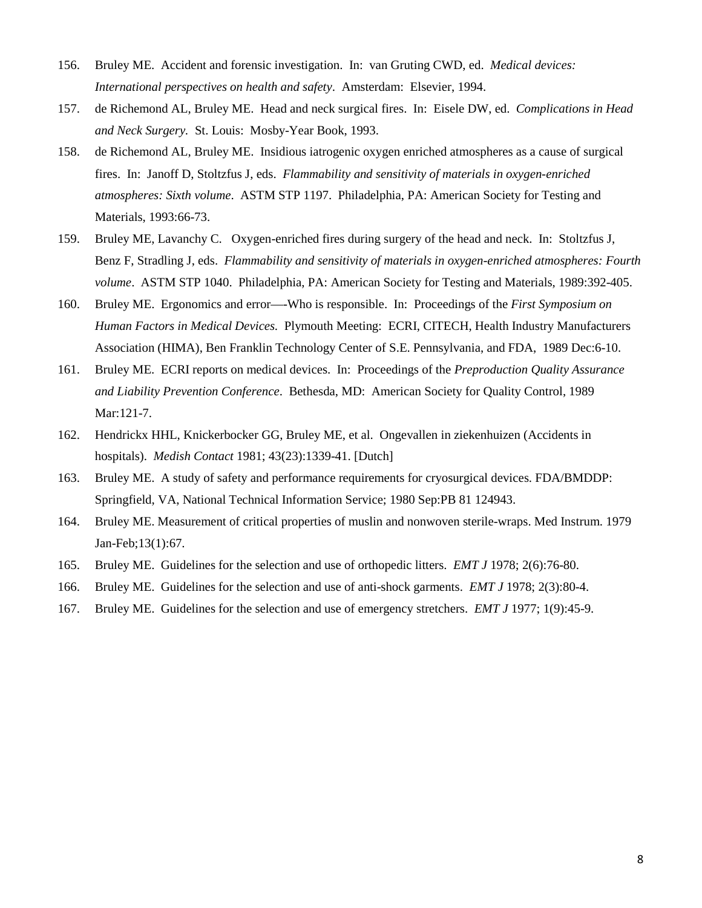156. Bruley ME. Accident and forensic investigation. In: van Gruting CWD, ed. *Medical devices: International perspectives on health and safety*. Amsterdam: Elsevier, 1994.
157. de Richemond AL, Bruley ME. Head and neck surgical fires. In: Eisele DW, ed. *Complications in Head and Neck Surgery*. St. Louis: Mosby-Year Book, 1993.
158. de Richemond AL, Bruley ME. Insidious iatrogenic oxygen enriched atmospheres as a cause of surgical fires. In: Janoff D, Stoltzfus J, eds. *Flammability and sensitivity of materials in oxygen-enriched atmospheres: Sixth volume*. ASTM STP 1197. Philadelphia, PA: American Society for Testing and Materials, 1993:66-73.
159. Bruley ME, Lavanchy C. Oxygen-enriched fires during surgery of the head and neck. In: Stoltzfus J, Benz F, Stradling J, eds. *Flammability and sensitivity of materials in oxygen-enriched atmospheres: Fourth volume*. ASTM STP 1040. Philadelphia, PA: American Society for Testing and Materials, 1989:392-405.
160. Bruley ME. Ergonomics and error—-Who is responsible. In: Proceedings of the *First Symposium on Human Factors in Medical Devices.* Plymouth Meeting: ECRI, CITECH, Health Industry Manufacturers Association (HIMA), Ben Franklin Technology Center of S.E. Pennsylvania, and FDA, 1989 Dec:6-10.
161. Bruley ME. ECRI reports on medical devices. In: Proceedings of the *Preproduction Quality Assurance and Liability Prevention Conference*. Bethesda, MD: American Society for Quality Control, 1989 Mar:121-7.
162. Hendrickx HHL, Knickerbocker GG, Bruley ME, et al. Ongevallen in ziekenhuizen (Accidents in hospitals). *Medish Contact* 1981; 43(23):1339-41. [Dutch]
163. Bruley ME. A study of safety and performance requirements for cryosurgical devices. FDA/BMDDP: Springfield, VA, National Technical Information Service; 1980 Sep:PB 81 124943.
164. Bruley ME. Measurement of critical properties of muslin and nonwoven sterile-wraps. Med Instrum. 1979 Jan-Feb;13(1):67.
165. Bruley ME. Guidelines for the selection and use of orthopedic litters. *EMT J* 1978; 2(6):76-80.
166. Bruley ME. Guidelines for the selection and use of anti-shock garments. *EMT J* 1978; 2(3):80-4.
167. Bruley ME. Guidelines for the selection and use of emergency stretchers. *EMT J* 1977; 1(9):45-9.